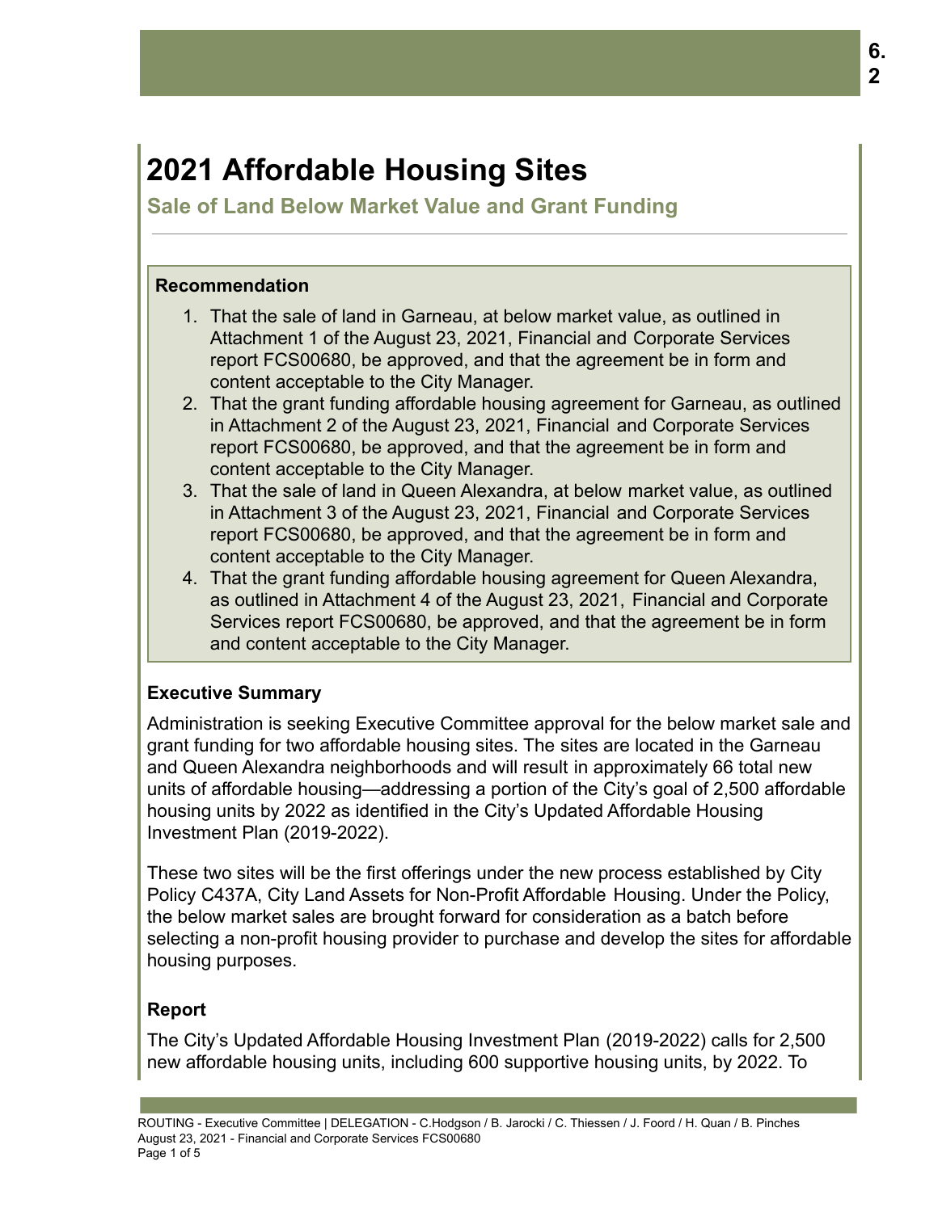# 2021 Affordable Housing Sites

## Sale of Land Below Market Value and Grant Funding

### Recommendation

1. That the sale of land in Garneau, at below market value, as outlined in Attachment 1 of the August 23, 2021, Financial and Corporate Services report FCS00680, be approved, and that the agreement be in form and content acceptable to the City Manager.
2. That the grant funding affordable housing agreement for Garneau, as outlined in Attachment 2 of the August 23, 2021, Financial and Corporate Services report FCS00680, be approved, and that the agreement be in form and content acceptable to the City Manager.
3. That the sale of land in Queen Alexandra, at below market value, as outlined in Attachment 3 of the August 23, 2021, Financial and Corporate Services report FCS00680, be approved, and that the agreement be in form and content acceptable to the City Manager.
4. That the grant funding affordable housing agreement for Queen Alexandra, as outlined in Attachment 4 of the August 23, 2021, Financial and Corporate Services report FCS00680, be approved, and that the agreement be in form and content acceptable to the City Manager.

### Executive Summary

Administration is seeking Executive Committee approval for the below market sale and grant funding for two affordable housing sites. The sites are located in the Garneau and Queen Alexandra neighborhoods and will result in approximately 66 total new units of affordable housing—addressing a portion of the City's goal of 2,500 affordable housing units by 2022 as identified in the City's Updated Affordable Housing Investment Plan (2019-2022).

These two sites will be the first offerings under the new process established by City Policy C437A, City Land Assets for Non-Profit Affordable Housing. Under the Policy, the below market sales are brought forward for consideration as a batch before selecting a non-profit housing provider to purchase and develop the sites for affordable housing purposes.

### Report

The City's Updated Affordable Housing Investment Plan (2019-2022) calls for 2,500 new affordable housing units, including 600 supportive housing units, by 2022. To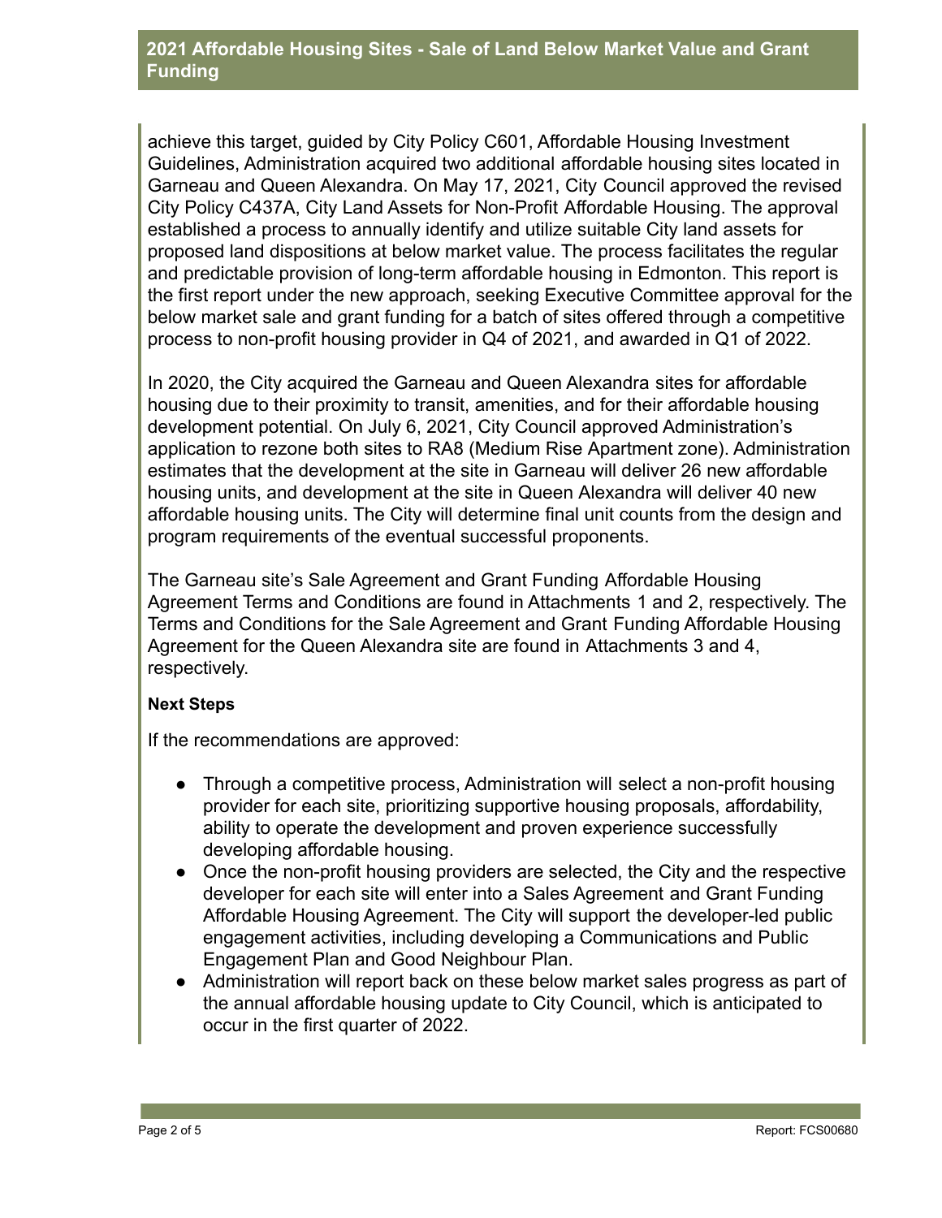achieve this target, guided by City Policy C601, Affordable Housing Investment Guidelines, Administration acquired two additional affordable housing sites located in Garneau and Queen Alexandra. On May 17, 2021, City Council approved the revised City Policy C437A, City Land Assets for Non-Profit Affordable Housing. The approval established a process to annually identify and utilize suitable City land assets for proposed land dispositions at below market value. The process facilitates the regular and predictable provision of long-term affordable housing in Edmonton. This report is the first report under the new approach, seeking Executive Committee approval for the below market sale and grant funding for a batch of sites offered through a competitive process to non-profit housing provider in Q4 of 2021, and awarded in Q1 of 2022.

In 2020, the City acquired the Garneau and Queen Alexandra sites for affordable housing due to their proximity to transit, amenities, and for their affordable housing development potential. On July 6, 2021, City Council approved Administration's application to rezone both sites to RA8 (Medium Rise Apartment zone). Administration estimates that the development at the site in Garneau will deliver 26 new affordable housing units, and development at the site in Queen Alexandra will deliver 40 new affordable housing units. The City will determine final unit counts from the design and program requirements of the eventual successful proponents.

The Garneau site's Sale Agreement and Grant Funding Affordable Housing Agreement Terms and Conditions are found in Attachments 1 and 2, respectively. The Terms and Conditions for the Sale Agreement and Grant Funding Affordable Housing Agreement for the Queen Alexandra site are found in Attachments 3 and 4, respectively.

**Next Steps**

If the recommendations are approved:

- Through a competitive process, Administration will select a non-profit housing provider for each site, prioritizing supportive housing proposals, affordability, ability to operate the development and proven experience successfully developing affordable housing.
- Once the non-profit housing providers are selected, the City and the respective developer for each site will enter into a Sales Agreement and Grant Funding Affordable Housing Agreement. The City will support the developer-led public engagement activities, including developing a Communications and Public Engagement Plan and Good Neighbour Plan.
- Administration will report back on these below market sales progress as part of the annual affordable housing update to City Council, which is anticipated to occur in the first quarter of 2022.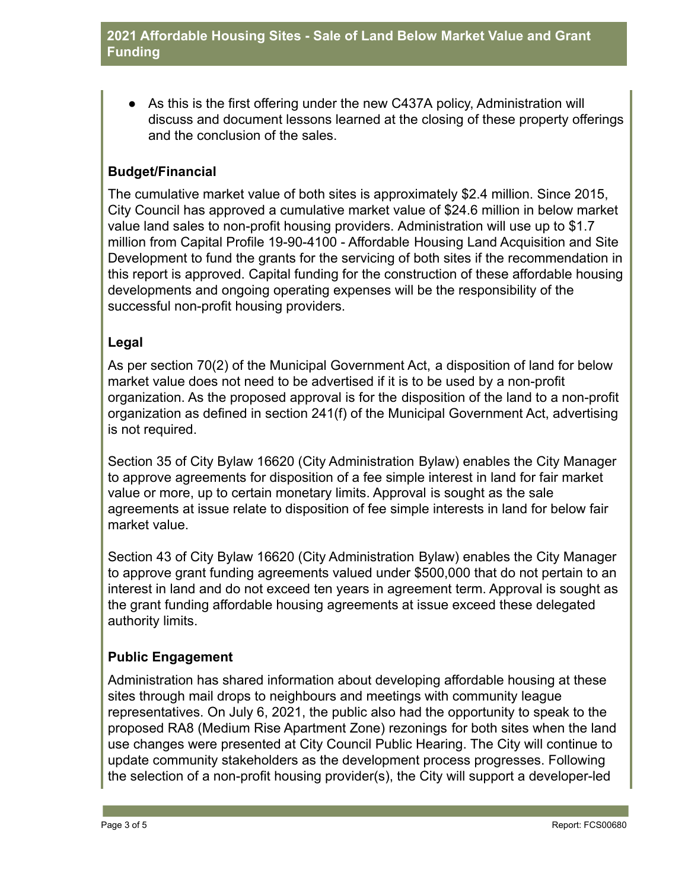- As this is the first offering under the new C437A policy, Administration will discuss and document lessons learned at the closing of these property offerings and the conclusion of the sales.

**Budget/Financial**

The cumulative market value of both sites is approximately $2.4 million. Since 2015, City Council has approved a cumulative market value of $24.6 million in below market value land sales to non-profit housing providers. Administration will use up to $1.7 million from Capital Profile 19-90-4100 - Affordable Housing Land Acquisition and Site Development to fund the grants for the servicing of both sites if the recommendation in this report is approved. Capital funding for the construction of these affordable housing developments and ongoing operating expenses will be the responsibility of the successful non-profit housing providers.

**Legal**

As per section 70(2) of the Municipal Government Act, a disposition of land for below market value does not need to be advertised if it is to be used by a non-profit organization. As the proposed approval is for the disposition of the land to a non-profit organization as defined in section 241(f) of the Municipal Government Act, advertising is not required.

Section 35 of City Bylaw 16620 (City Administration Bylaw) enables the City Manager to approve agreements for disposition of a fee simple interest in land for fair market value or more, up to certain monetary limits. Approval is sought as the sale agreements at issue relate to disposition of fee simple interests in land for below fair market value.

Section 43 of City Bylaw 16620 (City Administration Bylaw) enables the City Manager to approve grant funding agreements valued under $500,000 that do not pertain to an interest in land and do not exceed ten years in agreement term. Approval is sought as the grant funding affordable housing agreements at issue exceed these delegated authority limits.

**Public Engagement**

Administration has shared information about developing affordable housing at these sites through mail drops to neighbours and meetings with community league representatives. On July 6, 2021, the public also had the opportunity to speak to the proposed RA8 (Medium Rise Apartment Zone) rezonings for both sites when the land use changes were presented at City Council Public Hearing. The City will continue to update community stakeholders as the development process progresses. Following the selection of a non-profit housing provider(s), the City will support a developer-led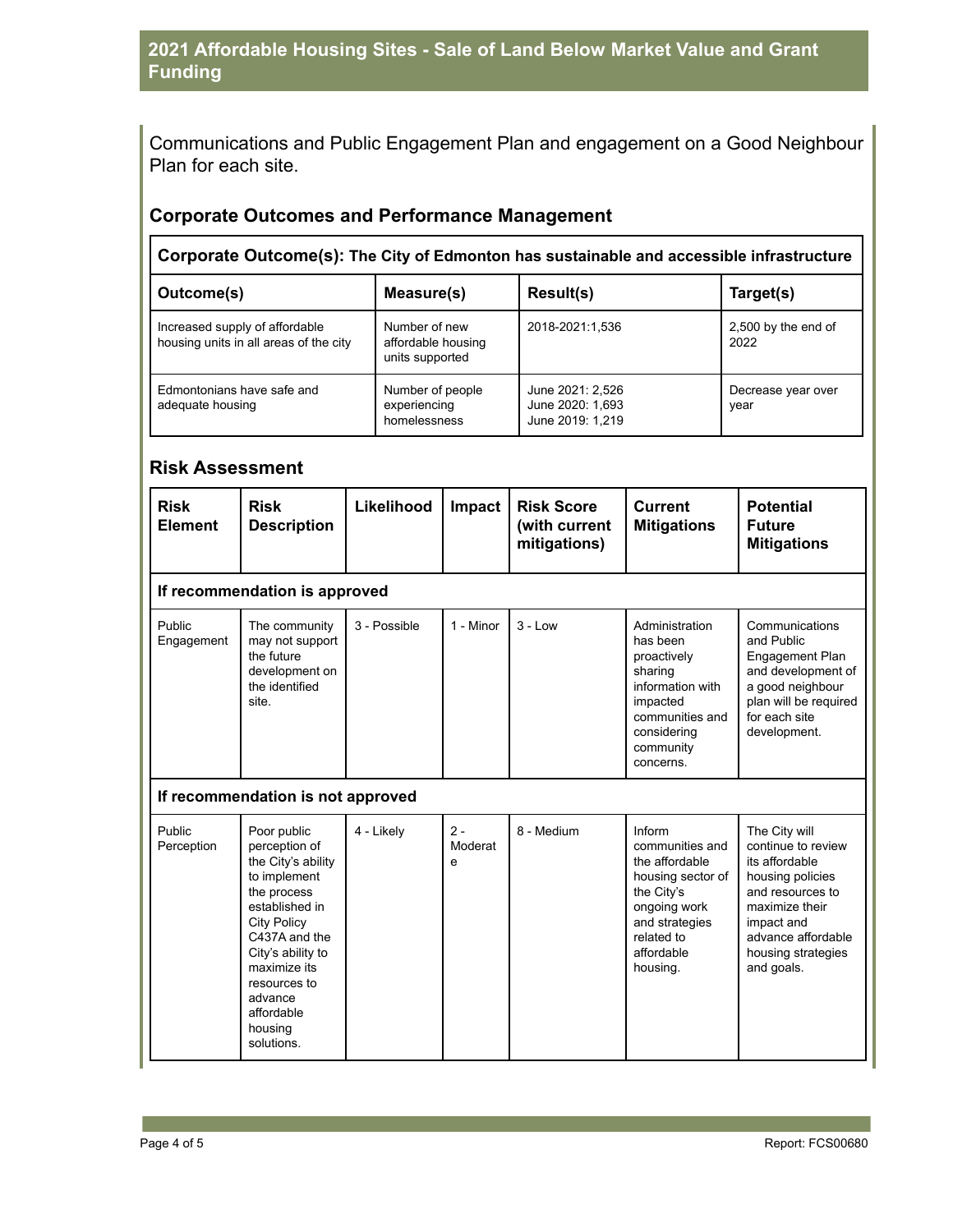Communications and Public Engagement Plan and engagement on a Good Neighbour Plan for each site.

## Corporate Outcomes and Performance Management

| **Corporate Outcome(s): The City of Edmonton has sustainable and accessible infrastructure** | | | |
|---|---|---|---|
| **Outcome(s)** | **Measure(s)** | **Result(s)** | **Target(s)** |
| Increased supply of affordable housing units in all areas of the city | Number of new affordable housing units supported | 2018-2021:1,536 | 2,500 by the end of 2022 |
| Edmontonians have safe and adequate housing | Number of people experiencing homelessness | June 2021: 2,526<br>June 2020: 1,693<br>June 2019: 1,219 | Decrease year over year |

## Risk Assessment

| Risk Element | Risk Description | Likelihood | Impact | Risk Score (with current mitigations) | Current Mitigations | Potential Future Mitigations |
|---|---|---|---|---|---|---|
| **If recommendation is approved** | | | | | | |
| Public Engagement | The community may not support the future development on the identified site. | 3 - Possible | 1 - Minor | 3 - Low | Administration has been proactively sharing information with impacted communities and considering community concerns. | Communications and Public Engagement Plan and development of a good neighbour plan will be required for each site development. |
| **If recommendation is not approved** | | | | | | |
| Public Perception | Poor public perception of the City's ability to implement the process established in City Policy C437A and the City's ability to maximize its resources to advance affordable housing solutions. | 4 - Likely | 2 - Moderate | 8 - Medium | Inform communities and the affordable housing sector of the City's ongoing work and strategies related to affordable housing. | The City will continue to review its affordable housing policies and resources to maximize their impact and advance affordable housing strategies and goals. |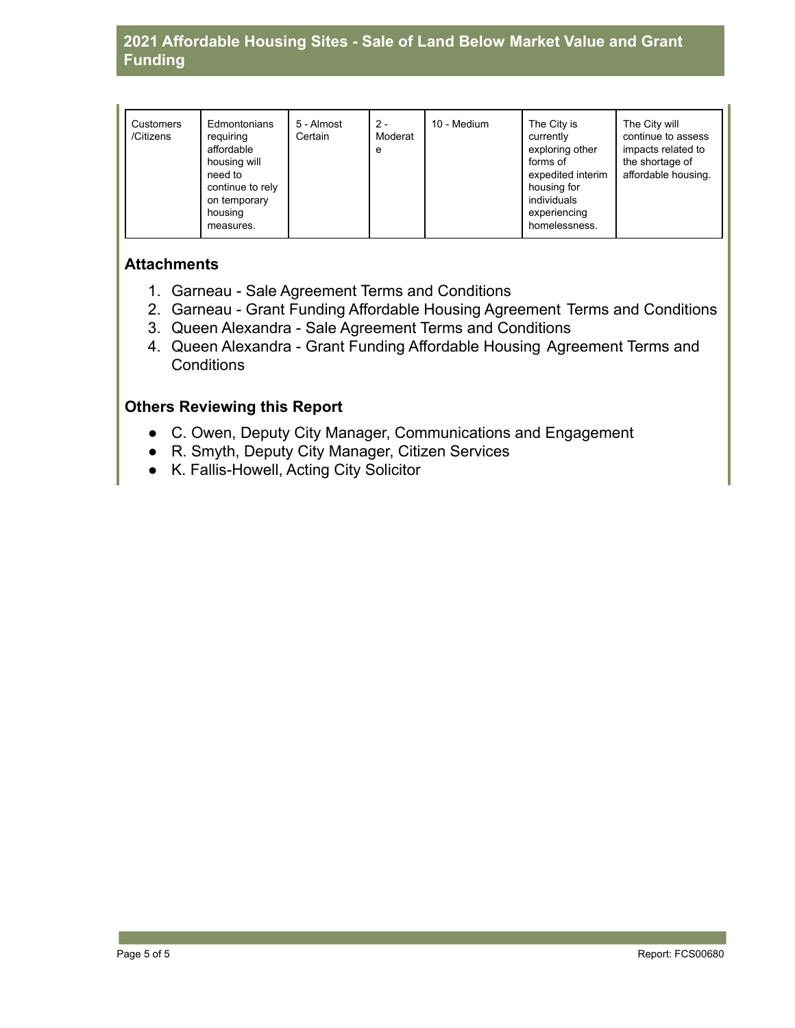| | | | | | | |
|---|---|---|---|---|---|---|
| Customers /Citizens | Edmontonians requiring affordable housing will need to continue to rely on temporary housing measures. | 5 - Almost Certain | 2 - Moderate | 10 - Medium | The City is currently exploring other forms of expedited interim housing for individuals experiencing homelessness. | The City will continue to assess impacts related to the shortage of affordable housing. |

## Attachments

1. Garneau - Sale Agreement Terms and Conditions
2. Garneau - Grant Funding Affordable Housing Agreement Terms and Conditions
3. Queen Alexandra - Sale Agreement Terms and Conditions
4. Queen Alexandra - Grant Funding Affordable Housing Agreement Terms and Conditions

## Others Reviewing this Report

- C. Owen, Deputy City Manager, Communications and Engagement
- R. Smyth, Deputy City Manager, Citizen Services
- K. Fallis-Howell, Acting City Solicitor